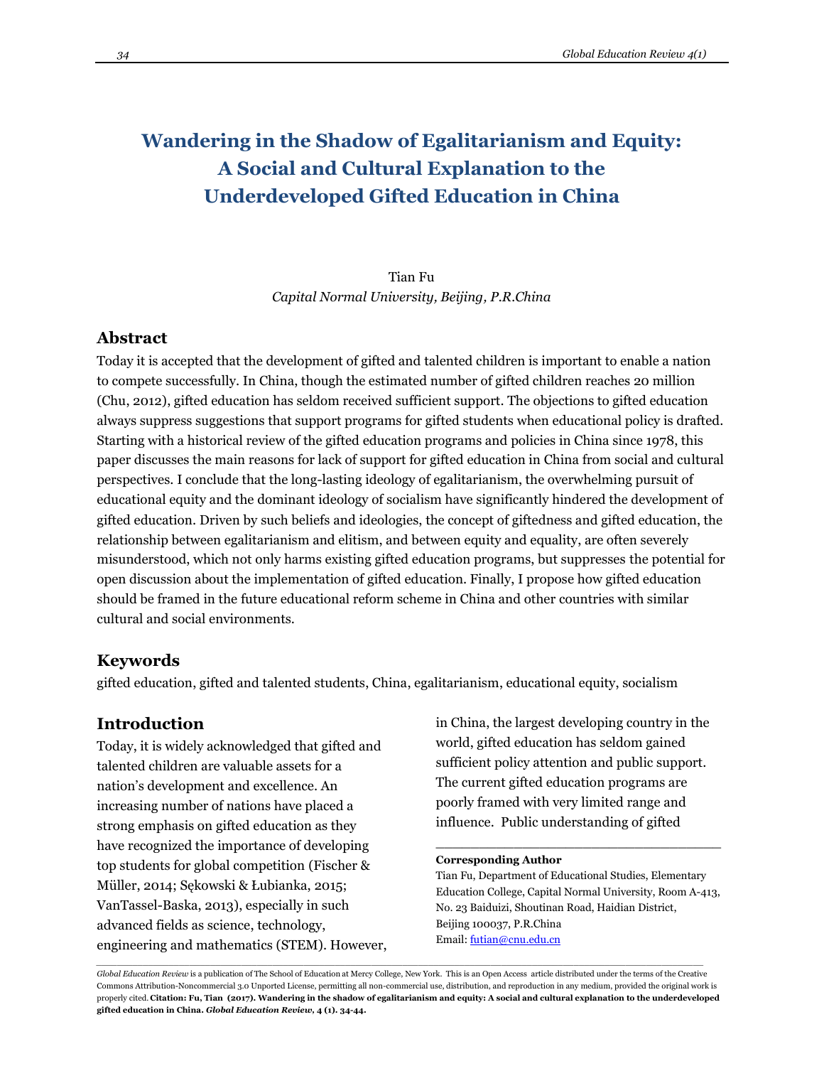# Wandering in the Shadow of Egalitarianism and Equity: A Social and Cultural Explanation to the Underdeveloped Gifted Education in China

Tian Fu
*Capital Normal University, Beijing, P.R.China*

## Abstract

Today it is accepted that the development of gifted and talented children is important to enable a nation to compete successfully. In China, though the estimated number of gifted children reaches 20 million (Chu, 2012), gifted education has seldom received sufficient support. The objections to gifted education always suppress suggestions that support programs for gifted students when educational policy is drafted. Starting with a historical review of the gifted education programs and policies in China since 1978, this paper discusses the main reasons for lack of support for gifted education in China from social and cultural perspectives. I conclude that the long-lasting ideology of egalitarianism, the overwhelming pursuit of educational equity and the dominant ideology of socialism have significantly hindered the development of gifted education. Driven by such beliefs and ideologies, the concept of giftedness and gifted education, the relationship between egalitarianism and elitism, and between equity and equality, are often severely misunderstood, which not only harms existing gifted education programs, but suppresses the potential for open discussion about the implementation of gifted education. Finally, I propose how gifted education should be framed in the future educational reform scheme in China and other countries with similar cultural and social environments.

## Keywords

gifted education, gifted and talented students, China, egalitarianism, educational equity, socialism

## Introduction

Today, it is widely acknowledged that gifted and talented children are valuable assets for a nation's development and excellence. An increasing number of nations have placed a strong emphasis on gifted education as they have recognized the importance of developing top students for global competition (Fischer & Müller, 2014; Sękowski & Łubianka, 2015; VanTassel-Baska, 2013), especially in such advanced fields as science, technology, engineering and mathematics (STEM). However, in China, the largest developing country in the world, gifted education has seldom gained sufficient policy attention and public support. The current gifted education programs are poorly framed with very limited range and influence. Public understanding of gifted

---

**Corresponding Author**
Tian Fu, Department of Educational Studies, Elementary Education College, Capital Normal University, Room A-413, No. 23 Baiduizi, Shoutinan Road, Haidian District, Beijing 100037, P.R.China
Email: futian@cnu.edu.cn

*Global Education Review* is a publication of The School of Education at Mercy College, New York. This is an Open Access article distributed under the terms of the Creative Commons Attribution-Noncommercial 3.0 Unported License, permitting all non-commercial use, distribution, and reproduction in any medium, provided the original work is properly cited. **Citation: Fu, Tian (2017). Wandering in the shadow of egalitarianism and equity: A social and cultural explanation to the underdeveloped gifted education in China. *Global Education Review*, 4 (1). 34-44.**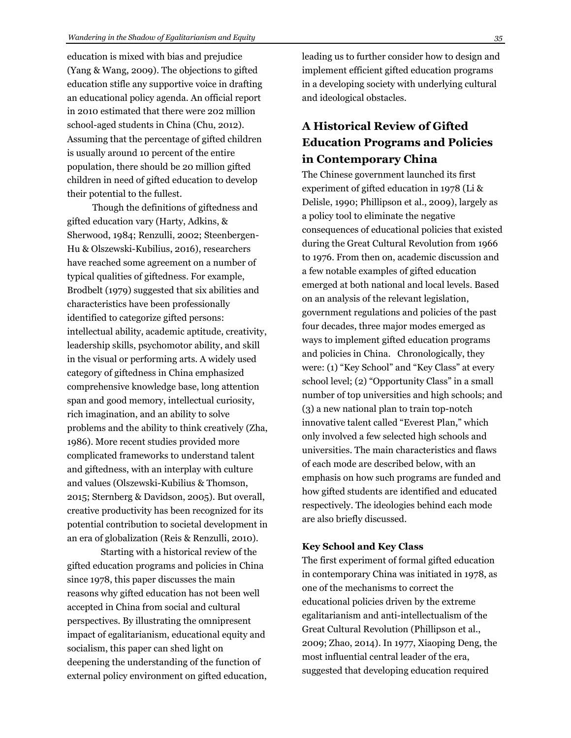education is mixed with bias and prejudice (Yang & Wang, 2009). The objections to gifted education stifle any supportive voice in drafting an educational policy agenda. An official report in 2010 estimated that there were 202 million school-aged students in China (Chu, 2012). Assuming that the percentage of gifted children is usually around 10 percent of the entire population, there should be 20 million gifted children in need of gifted education to develop their potential to the fullest.

Though the definitions of giftedness and gifted education vary (Harty, Adkins, & Sherwood, 1984; Renzulli, 2002; Steenbergen-Hu & Olszewski-Kubilius, 2016), researchers have reached some agreement on a number of typical qualities of giftedness. For example, Brodbelt (1979) suggested that six abilities and characteristics have been professionally identified to categorize gifted persons: intellectual ability, academic aptitude, creativity, leadership skills, psychomotor ability, and skill in the visual or performing arts. A widely used category of giftedness in China emphasized comprehensive knowledge base, long attention span and good memory, intellectual curiosity, rich imagination, and an ability to solve problems and the ability to think creatively (Zha, 1986). More recent studies provided more complicated frameworks to understand talent and giftedness, with an interplay with culture and values (Olszewski-Kubilius & Thomson, 2015; Sternberg & Davidson, 2005). But overall, creative productivity has been recognized for its potential contribution to societal development in an era of globalization (Reis & Renzulli, 2010).

Starting with a historical review of the gifted education programs and policies in China since 1978, this paper discusses the main reasons why gifted education has not been well accepted in China from social and cultural perspectives. By illustrating the omnipresent impact of egalitarianism, educational equity and socialism, this paper can shed light on deepening the understanding of the function of external policy environment on gifted education, leading us to further consider how to design and implement efficient gifted education programs in a developing society with underlying cultural and ideological obstacles.

## A Historical Review of Gifted Education Programs and Policies in Contemporary China

The Chinese government launched its first experiment of gifted education in 1978 (Li & Delisle, 1990; Phillipson et al., 2009), largely as a policy tool to eliminate the negative consequences of educational policies that existed during the Great Cultural Revolution from 1966 to 1976. From then on, academic discussion and a few notable examples of gifted education emerged at both national and local levels. Based on an analysis of the relevant legislation, government regulations and policies of the past four decades, three major modes emerged as ways to implement gifted education programs and policies in China. Chronologically, they were: (1) “Key School” and “Key Class” at every school level; (2) “Opportunity Class” in a small number of top universities and high schools; and (3) a new national plan to train top-notch innovative talent called “Everest Plan,” which only involved a few selected high schools and universities. The main characteristics and flaws of each mode are described below, with an emphasis on how such programs are funded and how gifted students are identified and educated respectively. The ideologies behind each mode are also briefly discussed.

### Key School and Key Class

The first experiment of formal gifted education in contemporary China was initiated in 1978, as one of the mechanisms to correct the educational policies driven by the extreme egalitarianism and anti-intellectualism of the Great Cultural Revolution (Phillipson et al., 2009; Zhao, 2014). In 1977, Xiaoping Deng, the most influential central leader of the era, suggested that developing education required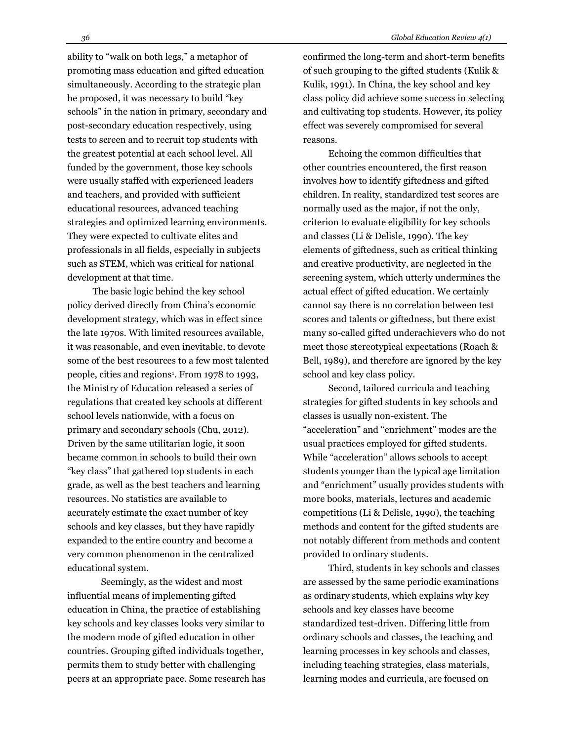ability to "walk on both legs," a metaphor of promoting mass education and gifted education simultaneously. According to the strategic plan he proposed, it was necessary to build "key schools" in the nation in primary, secondary and post-secondary education respectively, using tests to screen and to recruit top students with the greatest potential at each school level. All funded by the government, those key schools were usually staffed with experienced leaders and teachers, and provided with sufficient educational resources, advanced teaching strategies and optimized learning environments. They were expected to cultivate elites and professionals in all fields, especially in subjects such as STEM, which was critical for national development at that time.

The basic logic behind the key school policy derived directly from China's economic development strategy, which was in effect since the late 1970s. With limited resources available, it was reasonable, and even inevitable, to devote some of the best resources to a few most talented people, cities and regions[1]. From 1978 to 1993, the Ministry of Education released a series of regulations that created key schools at different school levels nationwide, with a focus on primary and secondary schools (Chu, 2012). Driven by the same utilitarian logic, it soon became common in schools to build their own "key class" that gathered top students in each grade, as well as the best teachers and learning resources. No statistics are available to accurately estimate the exact number of key schools and key classes, but they have rapidly expanded to the entire country and become a very common phenomenon in the centralized educational system.

Seemingly, as the widest and most influential means of implementing gifted education in China, the practice of establishing key schools and key classes looks very similar to the modern mode of gifted education in other countries. Grouping gifted individuals together, permits them to study better with challenging peers at an appropriate pace. Some research has confirmed the long-term and short-term benefits of such grouping to the gifted students (Kulik & Kulik, 1991). In China, the key school and key class policy did achieve some success in selecting and cultivating top students. However, its policy effect was severely compromised for several reasons.

Echoing the common difficulties that other countries encountered, the first reason involves how to identify giftedness and gifted children. In reality, standardized test scores are normally used as the major, if not the only, criterion to evaluate eligibility for key schools and classes (Li & Delisle, 1990). The key elements of giftedness, such as critical thinking and creative productivity, are neglected in the screening system, which utterly undermines the actual effect of gifted education. We certainly cannot say there is no correlation between test scores and talents or giftedness, but there exist many so-called gifted underachievers who do not meet those stereotypical expectations (Roach & Bell, 1989), and therefore are ignored by the key school and key class policy.

Second, tailored curricula and teaching strategies for gifted students in key schools and classes is usually non-existent. The "acceleration" and "enrichment" modes are the usual practices employed for gifted students. While "acceleration" allows schools to accept students younger than the typical age limitation and "enrichment" usually provides students with more books, materials, lectures and academic competitions (Li & Delisle, 1990), the teaching methods and content for the gifted students are not notably different from methods and content provided to ordinary students.

Third, students in key schools and classes are assessed by the same periodic examinations as ordinary students, which explains why key schools and key classes have become standardized test-driven. Differing little from ordinary schools and classes, the teaching and learning processes in key schools and classes, including teaching strategies, class materials, learning modes and curricula, are focused on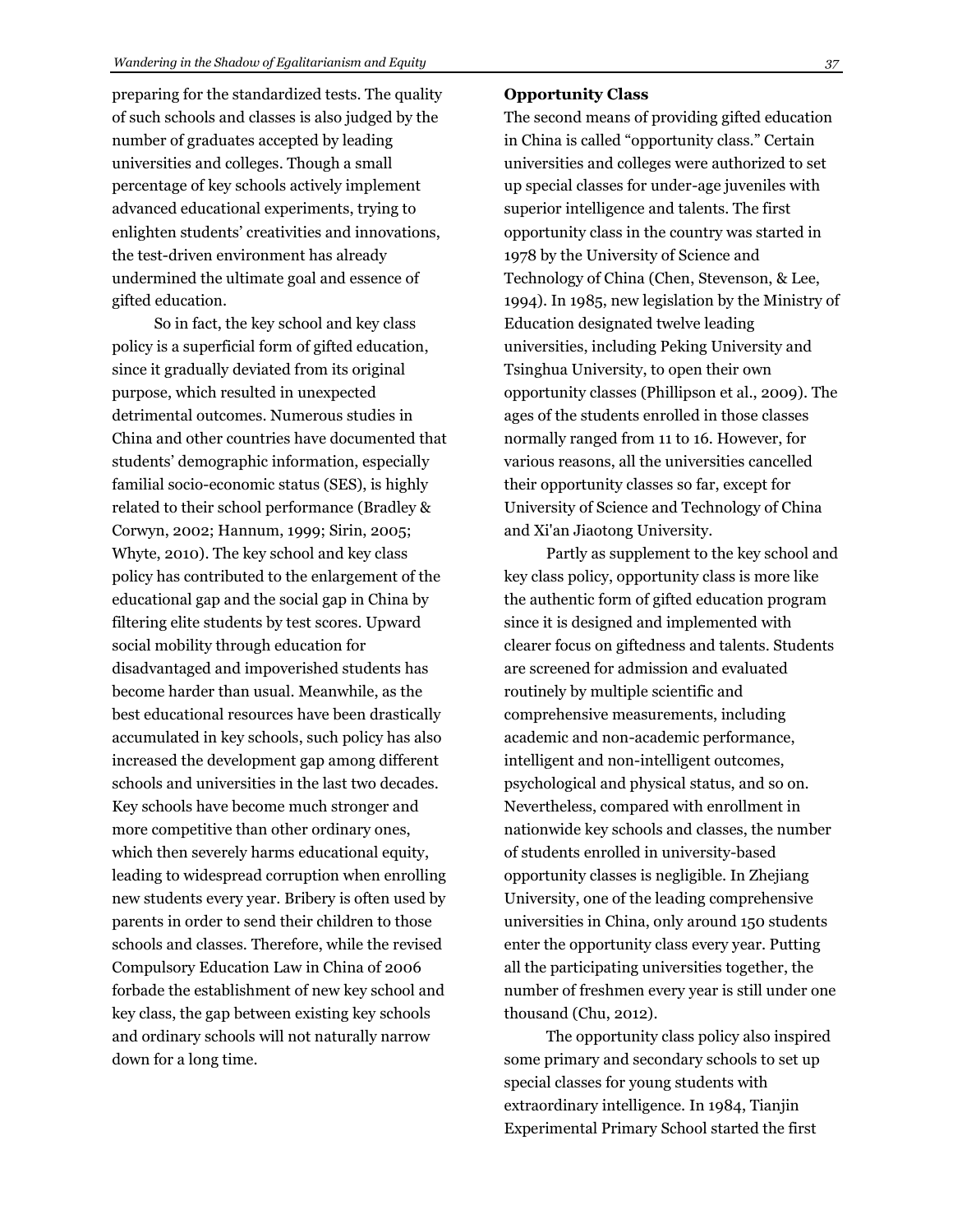preparing for the standardized tests. The quality of such schools and classes is also judged by the number of graduates accepted by leading universities and colleges. Though a small percentage of key schools actively implement advanced educational experiments, trying to enlighten students' creativities and innovations, the test-driven environment has already undermined the ultimate goal and essence of gifted education.

So in fact, the key school and key class policy is a superficial form of gifted education, since it gradually deviated from its original purpose, which resulted in unexpected detrimental outcomes. Numerous studies in China and other countries have documented that students' demographic information, especially familial socio-economic status (SES), is highly related to their school performance (Bradley & Corwyn, 2002; Hannum, 1999; Sirin, 2005; Whyte, 2010). The key school and key class policy has contributed to the enlargement of the educational gap and the social gap in China by filtering elite students by test scores. Upward social mobility through education for disadvantaged and impoverished students has become harder than usual. Meanwhile, as the best educational resources have been drastically accumulated in key schools, such policy has also increased the development gap among different schools and universities in the last two decades. Key schools have become much stronger and more competitive than other ordinary ones, which then severely harms educational equity, leading to widespread corruption when enrolling new students every year. Bribery is often used by parents in order to send their children to those schools and classes. Therefore, while the revised Compulsory Education Law in China of 2006 forbade the establishment of new key school and key class, the gap between existing key schools and ordinary schools will not naturally narrow down for a long time.

**Opportunity Class**

The second means of providing gifted education in China is called "opportunity class." Certain universities and colleges were authorized to set up special classes for under-age juveniles with superior intelligence and talents. The first opportunity class in the country was started in 1978 by the University of Science and Technology of China (Chen, Stevenson, & Lee, 1994). In 1985, new legislation by the Ministry of Education designated twelve leading universities, including Peking University and Tsinghua University, to open their own opportunity classes (Phillipson et al., 2009). The ages of the students enrolled in those classes normally ranged from 11 to 16. However, for various reasons, all the universities cancelled their opportunity classes so far, except for University of Science and Technology of China and Xi'an Jiaotong University.

Partly as supplement to the key school and key class policy, opportunity class is more like the authentic form of gifted education program since it is designed and implemented with clearer focus on giftedness and talents. Students are screened for admission and evaluated routinely by multiple scientific and comprehensive measurements, including academic and non-academic performance, intelligent and non-intelligent outcomes, psychological and physical status, and so on. Nevertheless, compared with enrollment in nationwide key schools and classes, the number of students enrolled in university-based opportunity classes is negligible. In Zhejiang University, one of the leading comprehensive universities in China, only around 150 students enter the opportunity class every year. Putting all the participating universities together, the number of freshmen every year is still under one thousand (Chu, 2012).

The opportunity class policy also inspired some primary and secondary schools to set up special classes for young students with extraordinary intelligence. In 1984, Tianjin Experimental Primary School started the first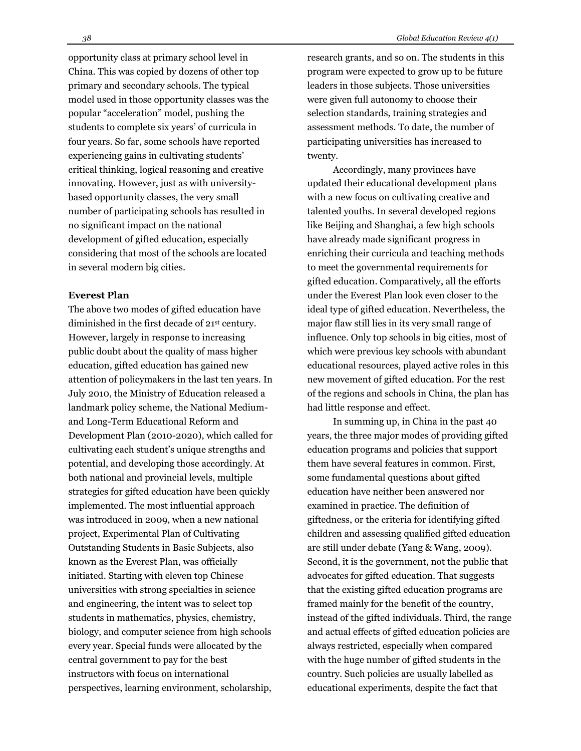opportunity class at primary school level in China. This was copied by dozens of other top primary and secondary schools. The typical model used in those opportunity classes was the popular "acceleration" model, pushing the students to complete six years' of curricula in four years. So far, some schools have reported experiencing gains in cultivating students' critical thinking, logical reasoning and creative innovating. However, just as with university-based opportunity classes, the very small number of participating schools has resulted in no significant impact on the national development of gifted education, especially considering that most of the schools are located in several modern big cities.

**Everest Plan**

The above two modes of gifted education have diminished in the first decade of 21st century. However, largely in response to increasing public doubt about the quality of mass higher education, gifted education has gained new attention of policymakers in the last ten years. In July 2010, the Ministry of Education released a landmark policy scheme, the National Medium- and Long-Term Educational Reform and Development Plan (2010-2020), which called for cultivating each student's unique strengths and potential, and developing those accordingly. At both national and provincial levels, multiple strategies for gifted education have been quickly implemented. The most influential approach was introduced in 2009, when a new national project, Experimental Plan of Cultivating Outstanding Students in Basic Subjects, also known as the Everest Plan, was officially initiated. Starting with eleven top Chinese universities with strong specialties in science and engineering, the intent was to select top students in mathematics, physics, chemistry, biology, and computer science from high schools every year. Special funds were allocated by the central government to pay for the best instructors with focus on international perspectives, learning environment, scholarship, research grants, and so on. The students in this program were expected to grow up to be future leaders in those subjects. Those universities were given full autonomy to choose their selection standards, training strategies and assessment methods. To date, the number of participating universities has increased to twenty.

Accordingly, many provinces have updated their educational development plans with a new focus on cultivating creative and talented youths. In several developed regions like Beijing and Shanghai, a few high schools have already made significant progress in enriching their curricula and teaching methods to meet the governmental requirements for gifted education. Comparatively, all the efforts under the Everest Plan look even closer to the ideal type of gifted education. Nevertheless, the major flaw still lies in its very small range of influence. Only top schools in big cities, most of which were previous key schools with abundant educational resources, played active roles in this new movement of gifted education. For the rest of the regions and schools in China, the plan has had little response and effect.

In summing up, in China in the past 40 years, the three major modes of providing gifted education programs and policies that support them have several features in common. First, some fundamental questions about gifted education have neither been answered nor examined in practice. The definition of giftedness, or the criteria for identifying gifted children and assessing qualified gifted education are still under debate (Yang & Wang, 2009). Second, it is the government, not the public that advocates for gifted education. That suggests that the existing gifted education programs are framed mainly for the benefit of the country, instead of the gifted individuals. Third, the range and actual effects of gifted education policies are always restricted, especially when compared with the huge number of gifted students in the country. Such policies are usually labelled as educational experiments, despite the fact that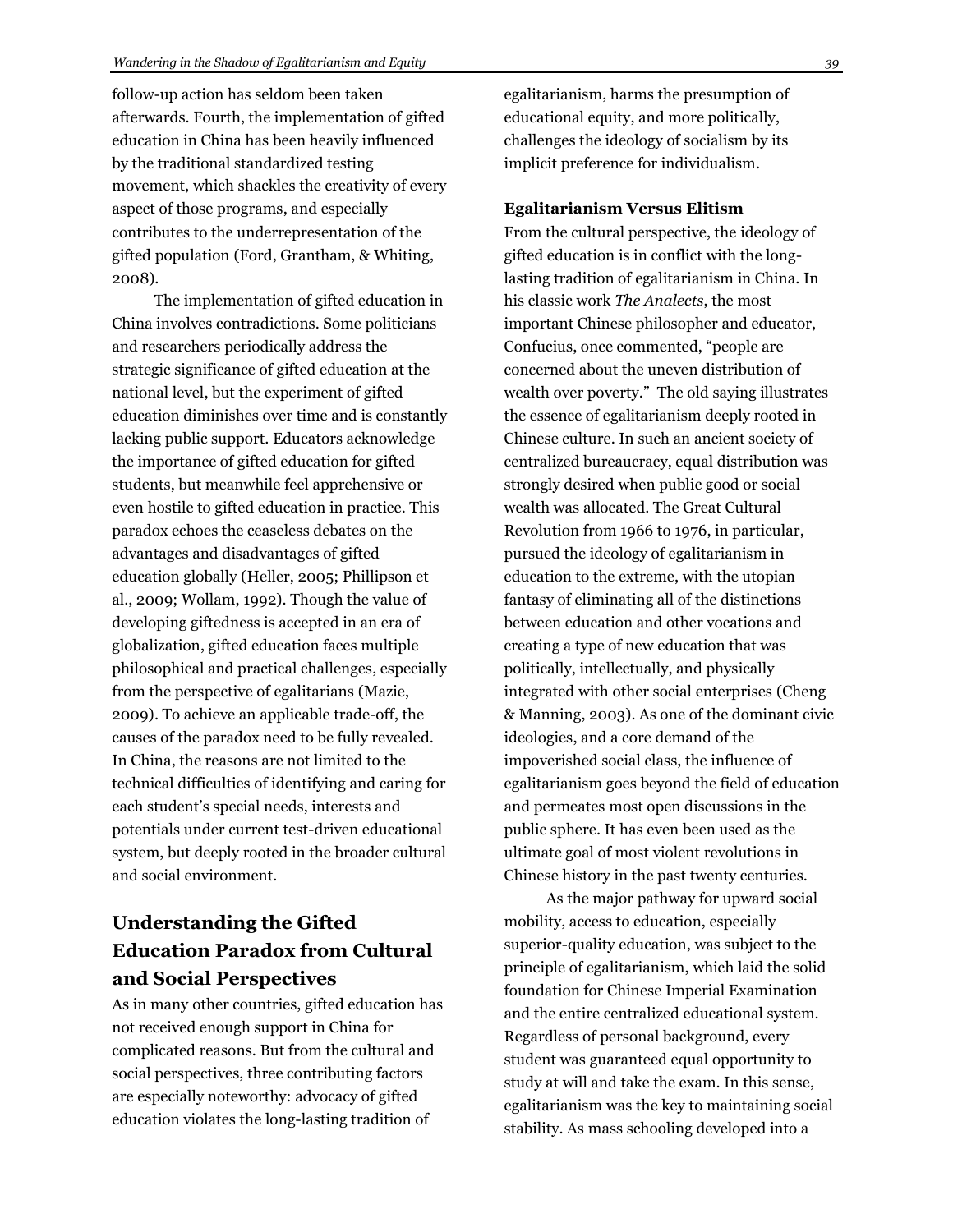follow-up action has seldom been taken afterwards. Fourth, the implementation of gifted education in China has been heavily influenced by the traditional standardized testing movement, which shackles the creativity of every aspect of those programs, and especially contributes to the underrepresentation of the gifted population (Ford, Grantham, & Whiting, 2008).

The implementation of gifted education in China involves contradictions. Some politicians and researchers periodically address the strategic significance of gifted education at the national level, but the experiment of gifted education diminishes over time and is constantly lacking public support. Educators acknowledge the importance of gifted education for gifted students, but meanwhile feel apprehensive or even hostile to gifted education in practice. This paradox echoes the ceaseless debates on the advantages and disadvantages of gifted education globally (Heller, 2005; Phillipson et al., 2009; Wollam, 1992). Though the value of developing giftedness is accepted in an era of globalization, gifted education faces multiple philosophical and practical challenges, especially from the perspective of egalitarians (Mazie, 2009). To achieve an applicable trade-off, the causes of the paradox need to be fully revealed. In China, the reasons are not limited to the technical difficulties of identifying and caring for each student's special needs, interests and potentials under current test-driven educational system, but deeply rooted in the broader cultural and social environment.

## Understanding the Gifted Education Paradox from Cultural and Social Perspectives

As in many other countries, gifted education has not received enough support in China for complicated reasons. But from the cultural and social perspectives, three contributing factors are especially noteworthy: advocacy of gifted education violates the long-lasting tradition of egalitarianism, harms the presumption of educational equity, and more politically, challenges the ideology of socialism by its implicit preference for individualism.

### Egalitarianism Versus Elitism

From the cultural perspective, the ideology of gifted education is in conflict with the long-lasting tradition of egalitarianism in China. In his classic work *The Analects*, the most important Chinese philosopher and educator, Confucius, once commented, "people are concerned about the uneven distribution of wealth over poverty." The old saying illustrates the essence of egalitarianism deeply rooted in Chinese culture. In such an ancient society of centralized bureaucracy, equal distribution was strongly desired when public good or social wealth was allocated. The Great Cultural Revolution from 1966 to 1976, in particular, pursued the ideology of egalitarianism in education to the extreme, with the utopian fantasy of eliminating all of the distinctions between education and other vocations and creating a type of new education that was politically, intellectually, and physically integrated with other social enterprises (Cheng & Manning, 2003). As one of the dominant civic ideologies, and a core demand of the impoverished social class, the influence of egalitarianism goes beyond the field of education and permeates most open discussions in the public sphere. It has even been used as the ultimate goal of most violent revolutions in Chinese history in the past twenty centuries.

As the major pathway for upward social mobility, access to education, especially superior-quality education, was subject to the principle of egalitarianism, which laid the solid foundation for Chinese Imperial Examination and the entire centralized educational system. Regardless of personal background, every student was guaranteed equal opportunity to study at will and take the exam. In this sense, egalitarianism was the key to maintaining social stability. As mass schooling developed into a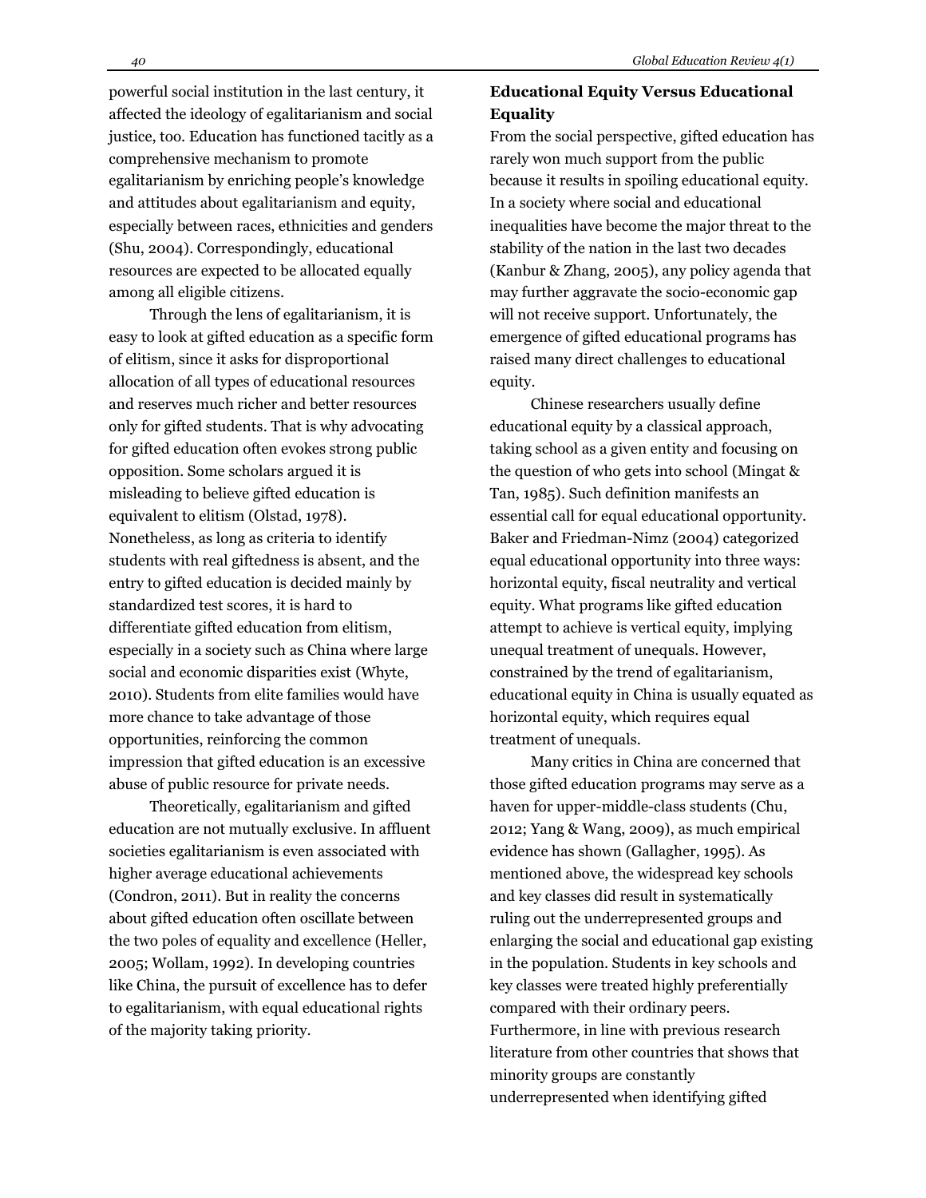powerful social institution in the last century, it affected the ideology of egalitarianism and social justice, too. Education has functioned tacitly as a comprehensive mechanism to promote egalitarianism by enriching people's knowledge and attitudes about egalitarianism and equity, especially between races, ethnicities and genders (Shu, 2004). Correspondingly, educational resources are expected to be allocated equally among all eligible citizens.

Through the lens of egalitarianism, it is easy to look at gifted education as a specific form of elitism, since it asks for disproportional allocation of all types of educational resources and reserves much richer and better resources only for gifted students. That is why advocating for gifted education often evokes strong public opposition. Some scholars argued it is misleading to believe gifted education is equivalent to elitism (Olstad, 1978). Nonetheless, as long as criteria to identify students with real giftedness is absent, and the entry to gifted education is decided mainly by standardized test scores, it is hard to differentiate gifted education from elitism, especially in a society such as China where large social and economic disparities exist (Whyte, 2010). Students from elite families would have more chance to take advantage of those opportunities, reinforcing the common impression that gifted education is an excessive abuse of public resource for private needs.

Theoretically, egalitarianism and gifted education are not mutually exclusive. In affluent societies egalitarianism is even associated with higher average educational achievements (Condron, 2011). But in reality the concerns about gifted education often oscillate between the two poles of equality and excellence (Heller, 2005; Wollam, 1992). In developing countries like China, the pursuit of excellence has to defer to egalitarianism, with equal educational rights of the majority taking priority.

**Educational Equity Versus Educational Equality**

From the social perspective, gifted education has rarely won much support from the public because it results in spoiling educational equity. In a society where social and educational inequalities have become the major threat to the stability of the nation in the last two decades (Kanbur & Zhang, 2005), any policy agenda that may further aggravate the socio-economic gap will not receive support. Unfortunately, the emergence of gifted educational programs has raised many direct challenges to educational equity.

Chinese researchers usually define educational equity by a classical approach, taking school as a given entity and focusing on the question of who gets into school (Mingat & Tan, 1985). Such definition manifests an essential call for equal educational opportunity. Baker and Friedman-Nimz (2004) categorized equal educational opportunity into three ways: horizontal equity, fiscal neutrality and vertical equity. What programs like gifted education attempt to achieve is vertical equity, implying unequal treatment of unequals. However, constrained by the trend of egalitarianism, educational equity in China is usually equated as horizontal equity, which requires equal treatment of unequals.

Many critics in China are concerned that those gifted education programs may serve as a haven for upper-middle-class students (Chu, 2012; Yang & Wang, 2009), as much empirical evidence has shown (Gallagher, 1995). As mentioned above, the widespread key schools and key classes did result in systematically ruling out the underrepresented groups and enlarging the social and educational gap existing in the population. Students in key schools and key classes were treated highly preferentially compared with their ordinary peers. Furthermore, in line with previous research literature from other countries that shows that minority groups are constantly underrepresented when identifying gifted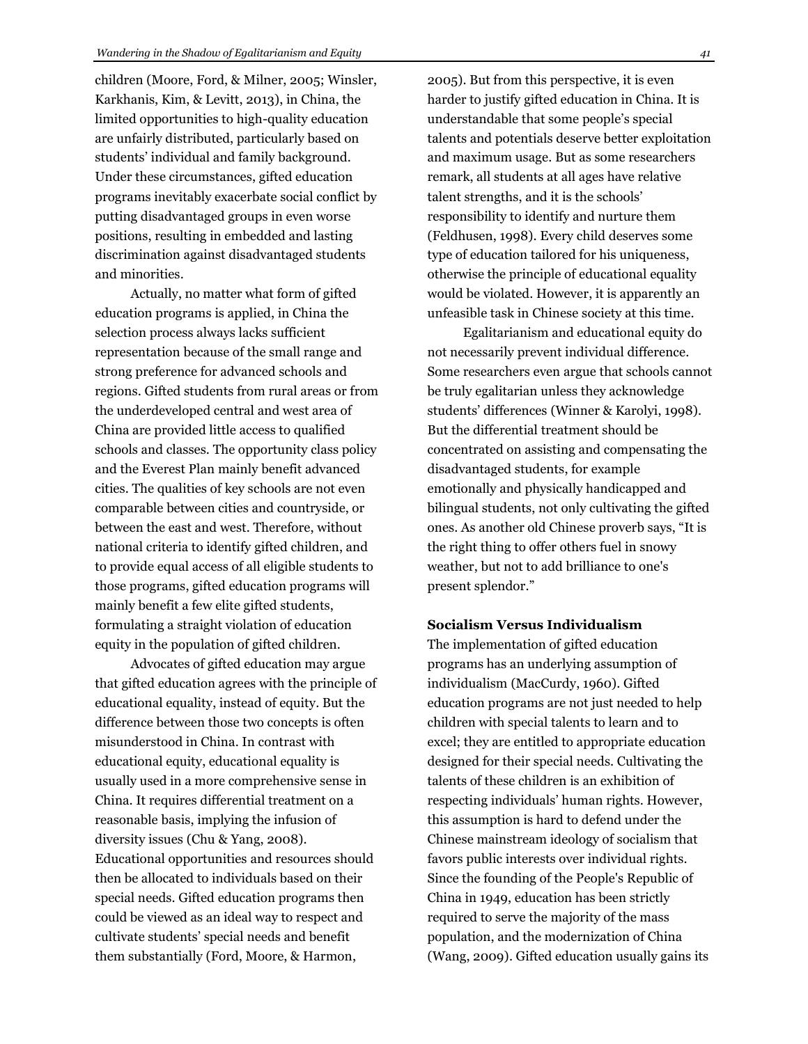children (Moore, Ford, & Milner, 2005; Winsler, Karkhanis, Kim, & Levitt, 2013), in China, the limited opportunities to high-quality education are unfairly distributed, particularly based on students' individual and family background. Under these circumstances, gifted education programs inevitably exacerbate social conflict by putting disadvantaged groups in even worse positions, resulting in embedded and lasting discrimination against disadvantaged students and minorities.

Actually, no matter what form of gifted education programs is applied, in China the selection process always lacks sufficient representation because of the small range and strong preference for advanced schools and regions. Gifted students from rural areas or from the underdeveloped central and west area of China are provided little access to qualified schools and classes. The opportunity class policy and the Everest Plan mainly benefit advanced cities. The qualities of key schools are not even comparable between cities and countryside, or between the east and west. Therefore, without national criteria to identify gifted children, and to provide equal access of all eligible students to those programs, gifted education programs will mainly benefit a few elite gifted students, formulating a straight violation of education equity in the population of gifted children.

Advocates of gifted education may argue that gifted education agrees with the principle of educational equality, instead of equity. But the difference between those two concepts is often misunderstood in China. In contrast with educational equity, educational equality is usually used in a more comprehensive sense in China. It requires differential treatment on a reasonable basis, implying the infusion of diversity issues (Chu & Yang, 2008). Educational opportunities and resources should then be allocated to individuals based on their special needs. Gifted education programs then could be viewed as an ideal way to respect and cultivate students' special needs and benefit them substantially (Ford, Moore, & Harmon, 2005). But from this perspective, it is even harder to justify gifted education in China. It is understandable that some people's special talents and potentials deserve better exploitation and maximum usage. But as some researchers remark, all students at all ages have relative talent strengths, and it is the schools' responsibility to identify and nurture them (Feldhusen, 1998). Every child deserves some type of education tailored for his uniqueness, otherwise the principle of educational equality would be violated. However, it is apparently an unfeasible task in Chinese society at this time.

Egalitarianism and educational equity do not necessarily prevent individual difference. Some researchers even argue that schools cannot be truly egalitarian unless they acknowledge students' differences (Winner & Karolyi, 1998). But the differential treatment should be concentrated on assisting and compensating the disadvantaged students, for example emotionally and physically handicapped and bilingual students, not only cultivating the gifted ones. As another old Chinese proverb says, "It is the right thing to offer others fuel in snowy weather, but not to add brilliance to one's present splendor."

**Socialism Versus Individualism**

The implementation of gifted education programs has an underlying assumption of individualism (MacCurdy, 1960). Gifted education programs are not just needed to help children with special talents to learn and to excel; they are entitled to appropriate education designed for their special needs. Cultivating the talents of these children is an exhibition of respecting individuals' human rights. However, this assumption is hard to defend under the Chinese mainstream ideology of socialism that favors public interests over individual rights. Since the founding of the People's Republic of China in 1949, education has been strictly required to serve the majority of the mass population, and the modernization of China (Wang, 2009). Gifted education usually gains its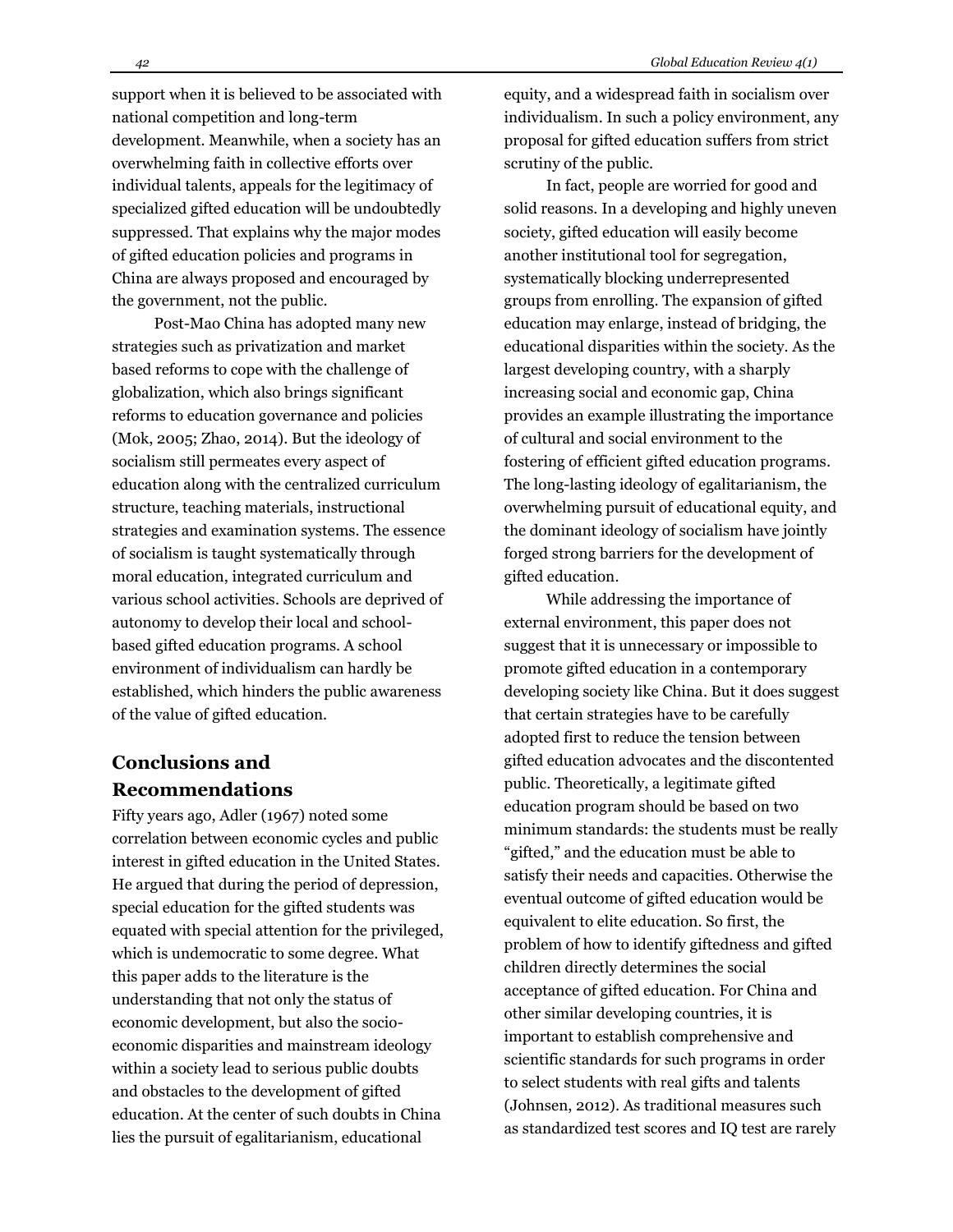support when it is believed to be associated with national competition and long-term development. Meanwhile, when a society has an overwhelming faith in collective efforts over individual talents, appeals for the legitimacy of specialized gifted education will be undoubtedly suppressed. That explains why the major modes of gifted education policies and programs in China are always proposed and encouraged by the government, not the public.

Post-Mao China has adopted many new strategies such as privatization and market based reforms to cope with the challenge of globalization, which also brings significant reforms to education governance and policies (Mok, 2005; Zhao, 2014). But the ideology of socialism still permeates every aspect of education along with the centralized curriculum structure, teaching materials, instructional strategies and examination systems. The essence of socialism is taught systematically through moral education, integrated curriculum and various school activities. Schools are deprived of autonomy to develop their local and school-based gifted education programs. A school environment of individualism can hardly be established, which hinders the public awareness of the value of gifted education.

## Conclusions and Recommendations

Fifty years ago, Adler (1967) noted some correlation between economic cycles and public interest in gifted education in the United States. He argued that during the period of depression, special education for the gifted students was equated with special attention for the privileged, which is undemocratic to some degree. What this paper adds to the literature is the understanding that not only the status of economic development, but also the socio-economic disparities and mainstream ideology within a society lead to serious public doubts and obstacles to the development of gifted education. At the center of such doubts in China lies the pursuit of egalitarianism, educational equity, and a widespread faith in socialism over individualism. In such a policy environment, any proposal for gifted education suffers from strict scrutiny of the public.

In fact, people are worried for good and solid reasons. In a developing and highly uneven society, gifted education will easily become another institutional tool for segregation, systematically blocking underrepresented groups from enrolling. The expansion of gifted education may enlarge, instead of bridging, the educational disparities within the society. As the largest developing country, with a sharply increasing social and economic gap, China provides an example illustrating the importance of cultural and social environment to the fostering of efficient gifted education programs. The long-lasting ideology of egalitarianism, the overwhelming pursuit of educational equity, and the dominant ideology of socialism have jointly forged strong barriers for the development of gifted education.

While addressing the importance of external environment, this paper does not suggest that it is unnecessary or impossible to promote gifted education in a contemporary developing society like China. But it does suggest that certain strategies have to be carefully adopted first to reduce the tension between gifted education advocates and the discontented public. Theoretically, a legitimate gifted education program should be based on two minimum standards: the students must be really "gifted," and the education must be able to satisfy their needs and capacities. Otherwise the eventual outcome of gifted education would be equivalent to elite education. So first, the problem of how to identify giftedness and gifted children directly determines the social acceptance of gifted education. For China and other similar developing countries, it is important to establish comprehensive and scientific standards for such programs in order to select students with real gifts and talents (Johnsen, 2012). As traditional measures such as standardized test scores and IQ test are rarely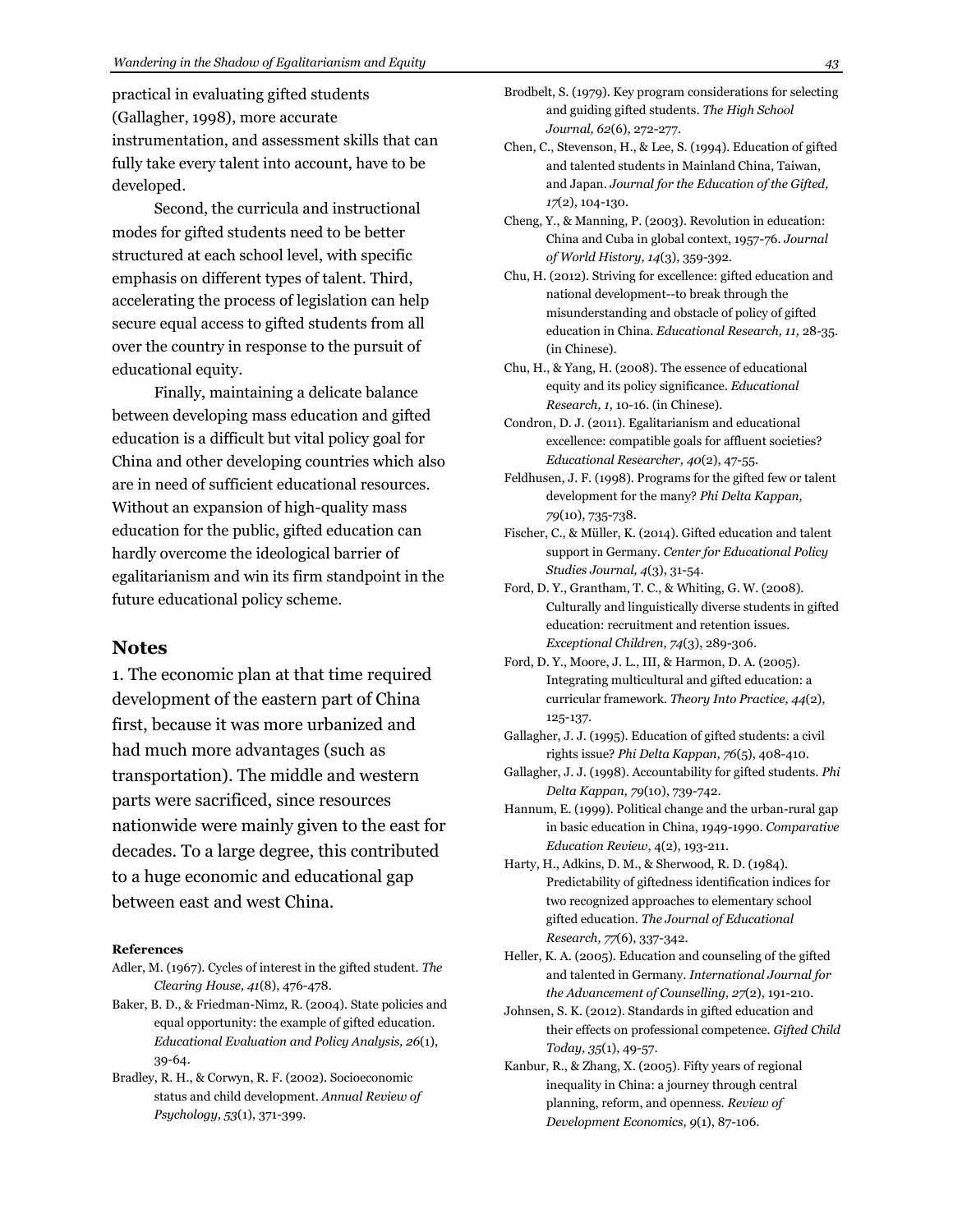practical in evaluating gifted students (Gallagher, 1998), more accurate instrumentation, and assessment skills that can fully take every talent into account, have to be developed.

Second, the curricula and instructional modes for gifted students need to be better structured at each school level, with specific emphasis on different types of talent. Third, accelerating the process of legislation can help secure equal access to gifted students from all over the country in response to the pursuit of educational equity.

Finally, maintaining a delicate balance between developing mass education and gifted education is a difficult but vital policy goal for China and other developing countries which also are in need of sufficient educational resources. Without an expansion of high-quality mass education for the public, gifted education can hardly overcome the ideological barrier of egalitarianism and win its firm standpoint in the future educational policy scheme.

## Notes

1. The economic plan at that time required development of the eastern part of China first, because it was more urbanized and had much more advantages (such as transportation). The middle and western parts were sacrificed, since resources nationwide were mainly given to the east for decades. To a large degree, this contributed to a huge economic and educational gap between east and west China.

#### References

Adler, M. (1967). Cycles of interest in the gifted student. *The Clearing House, 41*(8), 476-478.

Baker, B. D., & Friedman-Nimz, R. (2004). State policies and equal opportunity: the example of gifted education. *Educational Evaluation and Policy Analysis, 26*(1), 39-64.

Bradley, R. H., & Corwyn, R. F. (2002). Socioeconomic status and child development. *Annual Review of Psychology, 53*(1), 371-399.

Brodbelt, S. (1979). Key program considerations for selecting and guiding gifted students. *The High School Journal, 62*(6), 272-277.

Chen, C., Stevenson, H., & Lee, S. (1994). Education of gifted and talented students in Mainland China, Taiwan, and Japan. *Journal for the Education of the Gifted, 17*(2), 104-130.

Cheng, Y., & Manning, P. (2003). Revolution in education: China and Cuba in global context, 1957-76. *Journal of World History, 14*(3), 359-392.

Chu, H. (2012). Striving for excellence: gifted education and national development--to break through the misunderstanding and obstacle of policy of gifted education in China. *Educational Research, 11,* 28-35. (in Chinese).

Chu, H., & Yang, H. (2008). The essence of educational equity and its policy significance. *Educational Research, 1,* 10-16. (in Chinese).

Condron, D. J. (2011). Egalitarianism and educational excellence: compatible goals for affluent societies? *Educational Researcher, 40*(2), 47-55.

Feldhusen, J. F. (1998). Programs for the gifted few or talent development for the many? *Phi Delta Kappan, 79*(10), 735-738.

Fischer, C., & Müller, K. (2014). Gifted education and talent support in Germany. *Center for Educational Policy Studies Journal, 4*(3), 31-54.

Ford, D. Y., Grantham, T. C., & Whiting, G. W. (2008). Culturally and linguistically diverse students in gifted education: recruitment and retention issues. *Exceptional Children, 74*(3), 289-306.

Ford, D. Y., Moore, J. L., III, & Harmon, D. A. (2005). Integrating multicultural and gifted education: a curricular framework. *Theory Into Practice, 44*(2), 125-137.

Gallagher, J. J. (1995). Education of gifted students: a civil rights issue? *Phi Delta Kappan, 76*(5), 408-410.

Gallagher, J. J. (1998). Accountability for gifted students. *Phi Delta Kappan, 79*(10), 739-742.

Hannum, E. (1999). Political change and the urban-rural gap in basic education in China, 1949-1990. *Comparative Education Review*, 4(2), 193-211.

Harty, H., Adkins, D. M., & Sherwood, R. D. (1984). Predictability of giftedness identification indices for two recognized approaches to elementary school gifted education. *The Journal of Educational Research, 77*(6), 337-342.

Heller, K. A. (2005). Education and counseling of the gifted and talented in Germany. *International Journal for the Advancement of Counselling, 27*(2), 191-210.

Johnsen, S. K. (2012). Standards in gifted education and their effects on professional competence. *Gifted Child Today, 35*(1), 49-57.

Kanbur, R., & Zhang, X. (2005). Fifty years of regional inequality in China: a journey through central planning, reform, and openness. *Review of Development Economics, 9*(1), 87-106.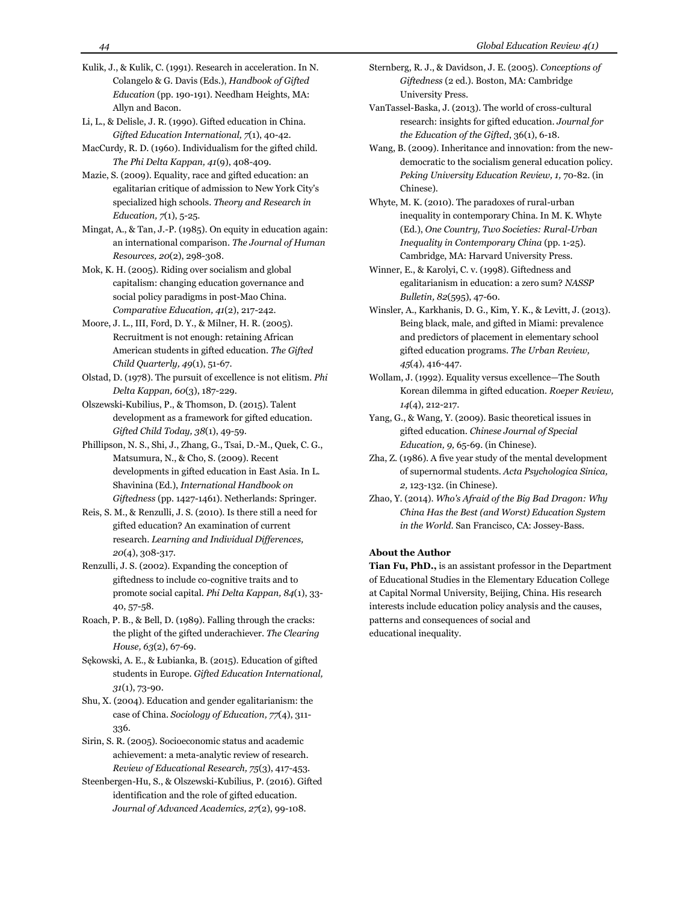Kulik, J., & Kulik, C. (1991). Research in acceleration. In N. Colangelo & G. Davis (Eds.), *Handbook of Gifted Education* (pp. 190-191). Needham Heights, MA: Allyn and Bacon.

Li, L., & Delisle, J. R. (1990). Gifted education in China. *Gifted Education International, 7*(1), 40-42.

MacCurdy, R. D. (1960). Individualism for the gifted child. *The Phi Delta Kappan, 41*(9), 408-409.

Mazie, S. (2009). Equality, race and gifted education: an egalitarian critique of admission to New York City's specialized high schools. *Theory and Research in Education, 7*(1), 5-25.

Mingat, A., & Tan, J.-P. (1985). On equity in education again: an international comparison. *The Journal of Human Resources, 20*(2), 298-308.

Mok, K. H. (2005). Riding over socialism and global capitalism: changing education governance and social policy paradigms in post-Mao China. *Comparative Education, 41*(2), 217-242.

Moore, J. L., III, Ford, D. Y., & Milner, H. R. (2005). Recruitment is not enough: retaining African American students in gifted education. *The Gifted Child Quarterly, 49*(1), 51-67.

Olstad, D. (1978). The pursuit of excellence is not elitism. *Phi Delta Kappan, 60*(3), 187-229.

Olszewski-Kubilius, P., & Thomson, D. (2015). Talent development as a framework for gifted education. *Gifted Child Today, 38*(1), 49-59.

Phillipson, N. S., Shi, J., Zhang, G., Tsai, D.-M., Quek, C. G., Matsumura, N., & Cho, S. (2009). Recent developments in gifted education in East Asia. In L. Shavinina (Ed.), *International Handbook on Giftedness* (pp. 1427-1461). Netherlands: Springer.

Reis, S. M., & Renzulli, J. S. (2010). Is there still a need for gifted education? An examination of current research. *Learning and Individual Differences, 20*(4), 308-317.

Renzulli, J. S. (2002). Expanding the conception of giftedness to include co-cognitive traits and to promote social capital. *Phi Delta Kappan, 84*(1), 33-40, 57-58.

Roach, P. B., & Bell, D. (1989). Falling through the cracks: the plight of the gifted underachiever. *The Clearing House, 63*(2), 67-69.

Sękowski, A. E., & Łubianka, B. (2015). Education of gifted students in Europe. *Gifted Education International, 31*(1), 73-90.

Shu, X. (2004). Education and gender egalitarianism: the case of China. *Sociology of Education, 77*(4), 311-336.

Sirin, S. R. (2005). Socioeconomic status and academic achievement: a meta-analytic review of research. *Review of Educational Research, 75*(3), 417-453.

Steenbergen-Hu, S., & Olszewski-Kubilius, P. (2016). Gifted identification and the role of gifted education. *Journal of Advanced Academics, 27*(2), 99-108.

Sternberg, R. J., & Davidson, J. E. (2005). *Conceptions of Giftedness* (2 ed.). Boston, MA: Cambridge University Press.

VanTassel-Baska, J. (2013). The world of cross-cultural research: insights for gifted education. *Journal for the Education of the Gifted*, 36(1), 6-18.

Wang, B. (2009). Inheritance and innovation: from the new-democratic to the socialism general education policy. *Peking University Education Review, 1,* 70-82. (in Chinese).

Whyte, M. K. (2010). The paradoxes of rural-urban inequality in contemporary China. In M. K. Whyte (Ed.), *One Country, Two Societies: Rural-Urban Inequality in Contemporary China* (pp. 1-25). Cambridge, MA: Harvard University Press.

Winner, E., & Karolyi, C. v. (1998). Giftedness and egalitarianism in education: a zero sum? *NASSP Bulletin, 82*(595), 47-60.

Winsler, A., Karkhanis, D. G., Kim, Y. K., & Levitt, J. (2013). Being black, male, and gifted in Miami: prevalence and predictors of placement in elementary school gifted education programs. *The Urban Review, 45*(4), 416-447.

Wollam, J. (1992). Equality versus excellence—The South Korean dilemma in gifted education. *Roeper Review, 14*(4), 212-217.

Yang, G., & Wang, Y. (2009). Basic theoretical issues in gifted education. *Chinese Journal of Special Education, 9,* 65-69. (in Chinese).

Zha, Z. (1986). A five year study of the mental development of supernormal students. *Acta Psychologica Sinica, 2,* 123-132. (in Chinese).

Zhao, Y. (2014). *Who's Afraid of the Big Bad Dragon: Why China Has the Best (and Worst) Education System in the World*. San Francisco, CA: Jossey-Bass.

**About the Author**

**Tian Fu, PhD.,** is an assistant professor in the Department of Educational Studies in the Elementary Education College at Capital Normal University, Beijing, China. His research interests include education policy analysis and the causes, patterns and consequences of social and educational inequality.